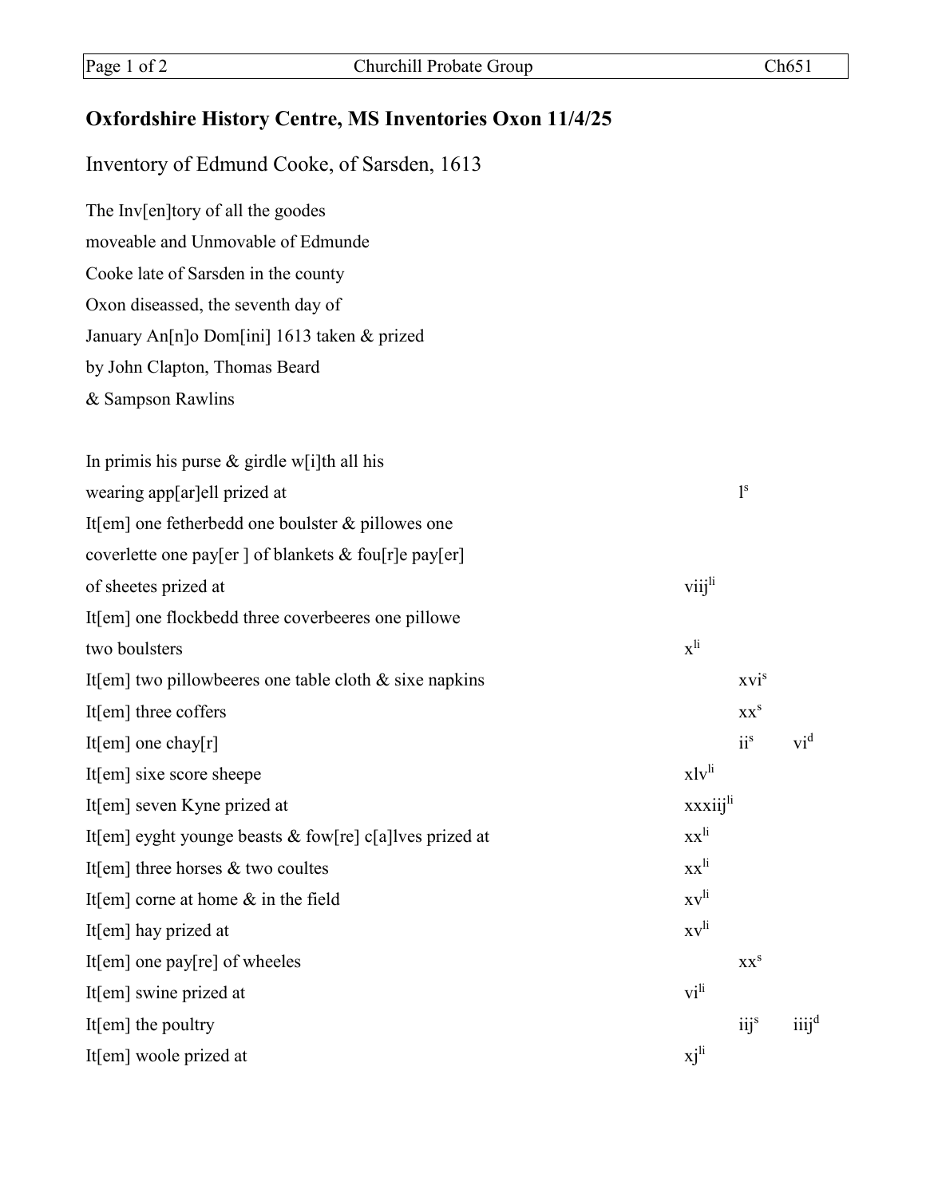# Oxfordshire History Centre, MS Inventories Oxon 11/4/25

## Inventory of Edmund Cooke, of Sarsden, 1613

The Inv[en]tory of all the goodes
moveable and Unmovable of Edmunde
Cooke late of Sarsden in the county
Oxon diseassed, the seventh day of
January An[n]o Dom[ini] 1613 taken & prized
by John Clapton, Thomas Beard
& Sampson Rawlins

| | | | |
|---|---|---|---|
| In primis his purse & girdle w[i]th all his wearing app[ar]ell prized at | | l$^{s}$ | |
| It[em] one fetherbedd one boulster & pillowes one coverlette one pay[er ] of blankets & fou[r]e pay[er] of sheetes prized at | viij$^{li}$ | | |
| It[em] one flockbedd three coverbeeres one pillowe two boulsters | x$^{li}$ | | |
| It[em] two pillowbeeres one table cloth & sixe napkins | | xvi$^{s}$ | |
| It[em] three coffers | | xx$^{s}$ | |
| It[em] one chay[r] | | ii$^{s}$ | vi$^{d}$ |
| It[em] sixe score sheepe | xlv$^{li}$ | | |
| It[em] seven Kyne prized at | xxxiij$^{li}$ | | |
| It[em] eyght younge beasts & fow[re] c[a]lves prized at | xx$^{li}$ | | |
| It[em] three horses & two coultes | xx$^{li}$ | | |
| It[em] corne at home & in the field | xv$^{li}$ | | |
| It[em] hay prized at | xv$^{li}$ | | |
| It[em] one pay[re] of wheeles | | xx$^{s}$ | |
| It[em] swine prized at | vi$^{li}$ | | |
| It[em] the poultry | | iij$^{s}$ | iiij$^{d}$ |
| It[em] woole prized at | xj$^{li}$ | | |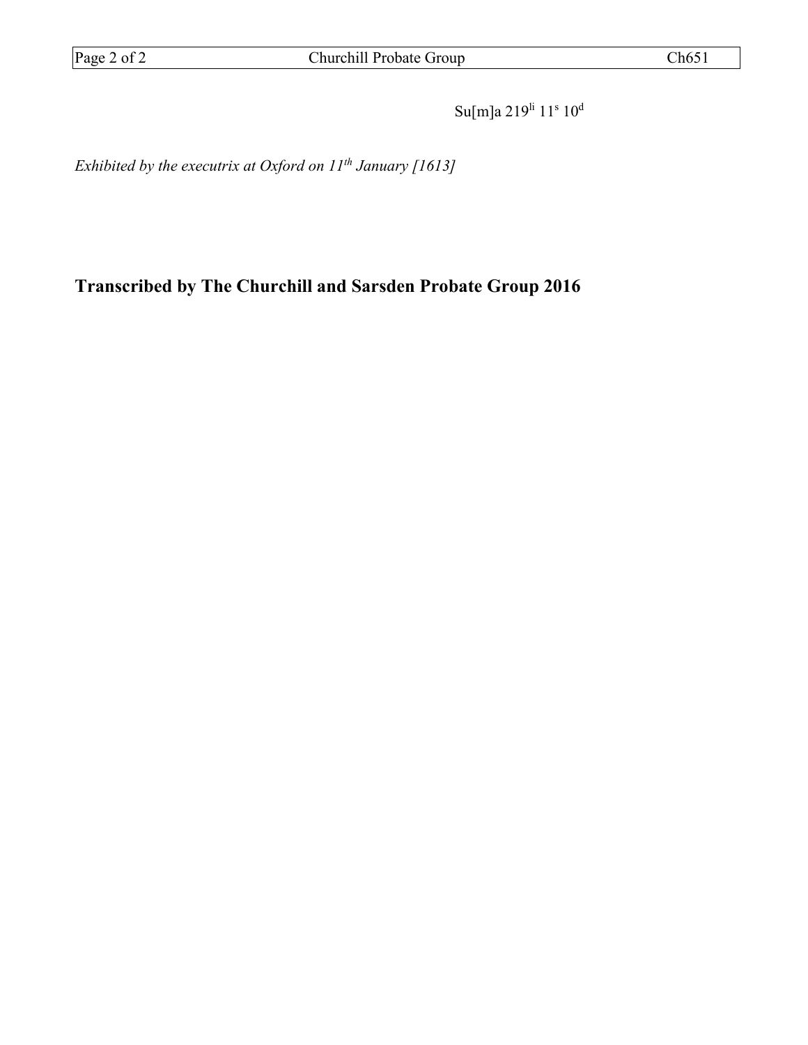Su[m]a $219^{li}$ $11^{s}$ $10^{d}$

*Exhibited by the executrix at Oxford on 11th January [1613]*

**Transcribed by The Churchill and Sarsden Probate Group 2016**